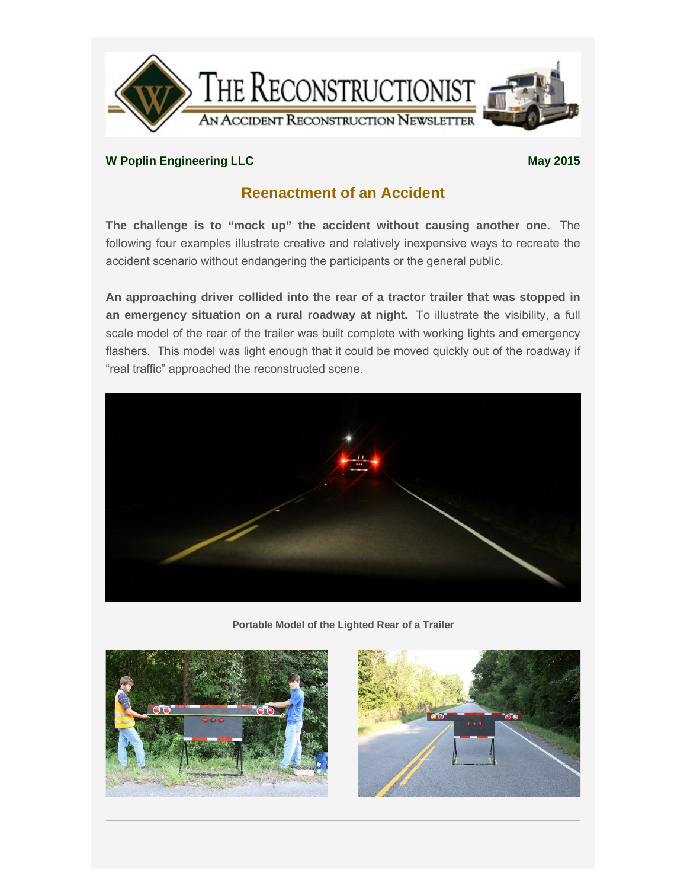# The Reconstructionist

An Accident Reconstruction Newsletter

**W Poplin Engineering LLC** **May 2015**

## Reenactment of an Accident

**The challenge is to "mock up" the accident without causing another one.** The following four examples illustrate creative and relatively inexpensive ways to recreate the accident scenario without endangering the participants or the general public.

**An approaching driver collided into the rear of a tractor trailer that was stopped in an emergency situation on a rural roadway at night.** To illustrate the visibility, a full scale model of the rear of the trailer was built complete with working lights and emergency flashers. This model was light enough that it could be moved quickly out of the roadway if "real traffic" approached the reconstructed scene.

**Portable Model of the Lighted Rear of a Trailer**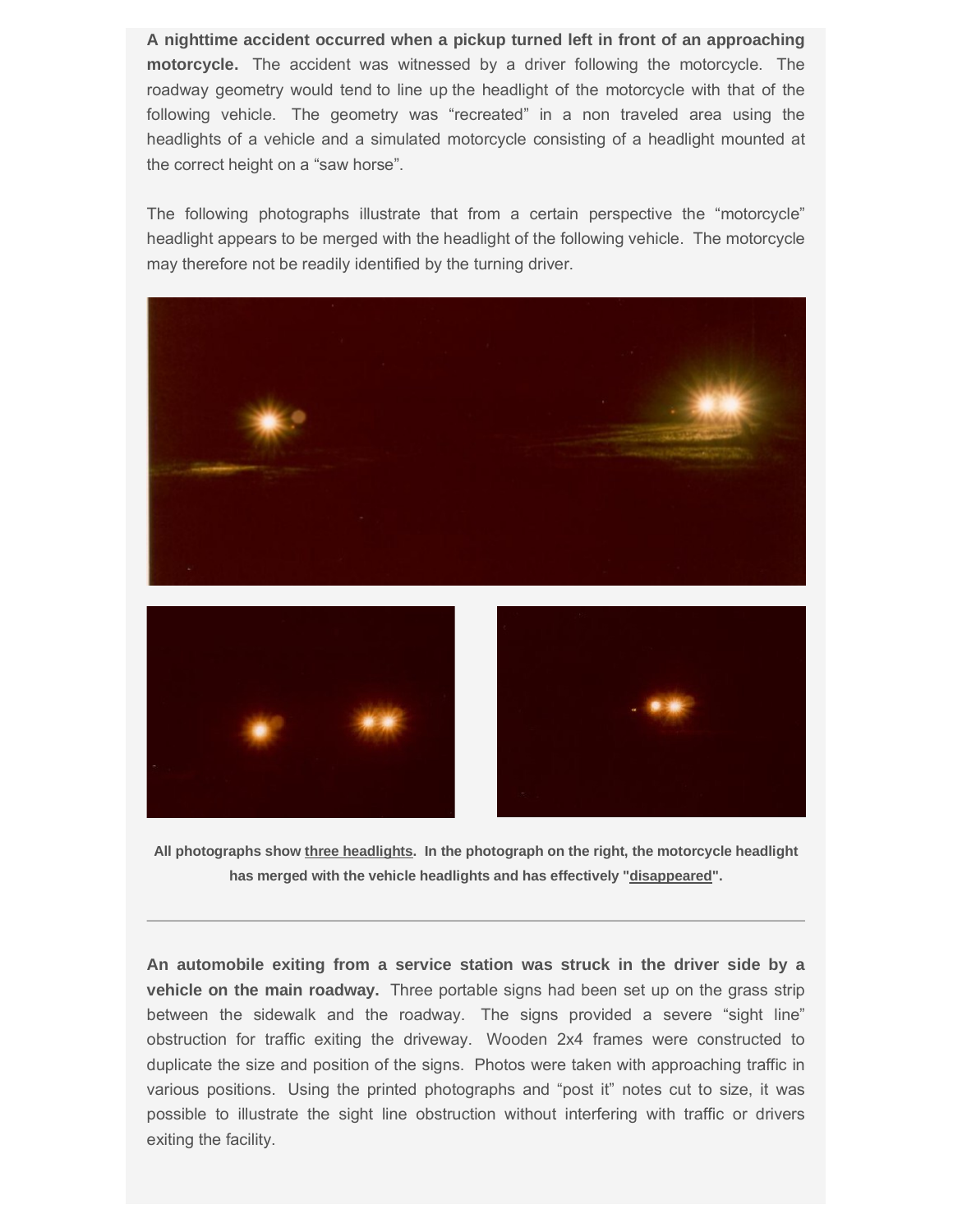**A nighttime accident occurred when a pickup turned left in front of an approaching motorcycle.** The accident was witnessed by a driver following the motorcycle. The roadway geometry would tend to line up the headlight of the motorcycle with that of the following vehicle. The geometry was "recreated" in a non traveled area using the headlights of a vehicle and a simulated motorcycle consisting of a headlight mounted at the correct height on a "saw horse".

The following photographs illustrate that from a certain perspective the "motorcycle" headlight appears to be merged with the headlight of the following vehicle. The motorcycle may therefore not be readily identified by the turning driver.

**All photographs show three headlights. In the photograph on the right, the motorcycle headlight has merged with the vehicle headlights and has effectively "disappeared".**

---

**An automobile exiting from a service station was struck in the driver side by a vehicle on the main roadway.** Three portable signs had been set up on the grass strip between the sidewalk and the roadway. The signs provided a severe "sight line" obstruction for traffic exiting the driveway. Wooden 2x4 frames were constructed to duplicate the size and position of the signs. Photos were taken with approaching traffic in various positions. Using the printed photographs and "post it" notes cut to size, it was possible to illustrate the sight line obstruction without interfering with traffic or drivers exiting the facility.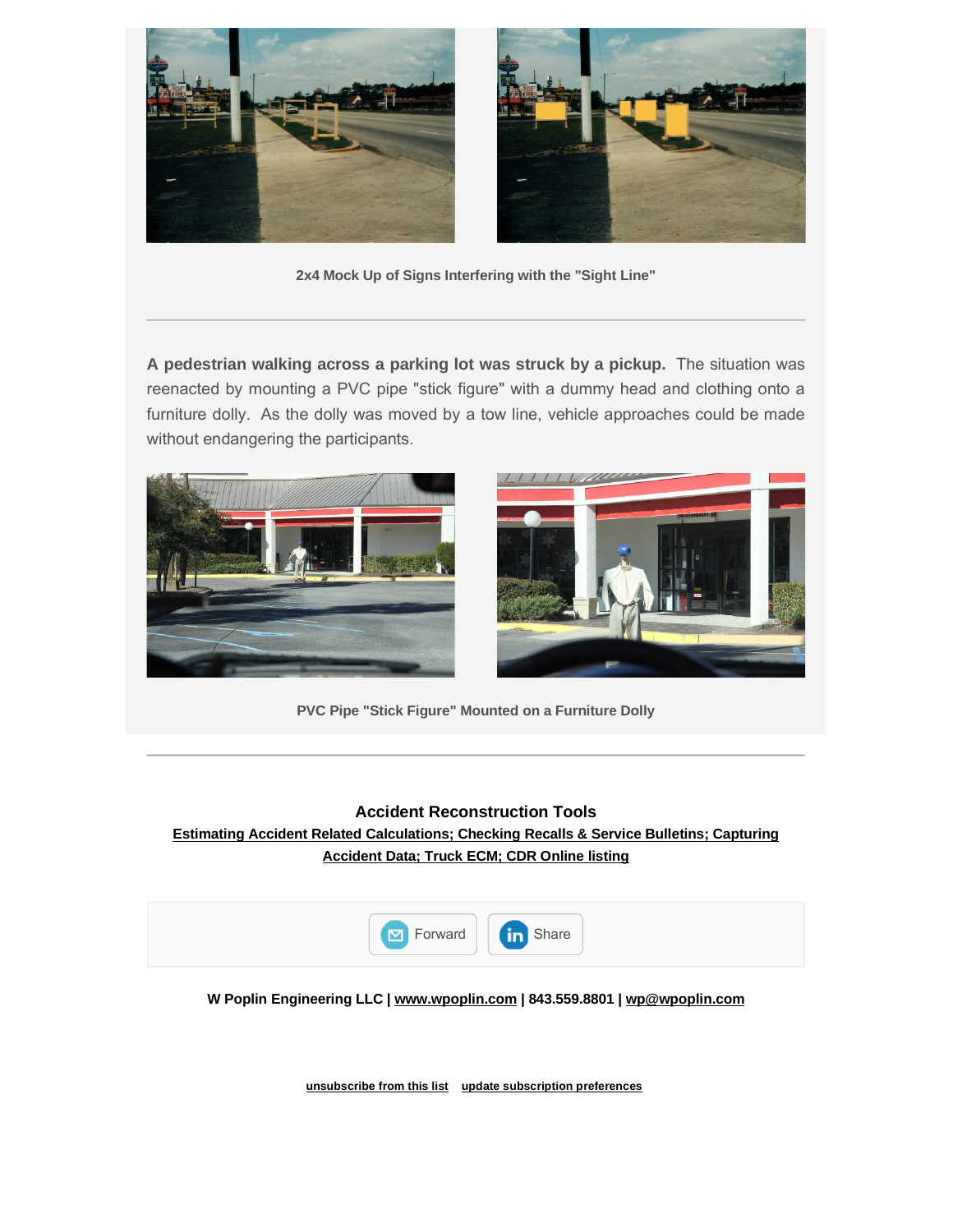2x4 Mock Up of Signs Interfering with the "Sight Line"

---

**A pedestrian walking across a parking lot was struck by a pickup.** The situation was reenacted by mounting a PVC pipe "stick figure" with a dummy head and clothing onto a furniture dolly. As the dolly was moved by a tow line, vehicle approaches could be made without endangering the participants.

PVC Pipe "Stick Figure" Mounted on a Furniture Dolly

---

**Accident Reconstruction Tools**

**Estimating Accident Related Calculations; Checking Recalls & Service Bulletins; Capturing Accident Data; Truck ECM; CDR Online listing**

Forward | Share

**W Poplin Engineering LLC | www.wpoplin.com | 843.559.8801 | wp@wpoplin.com**

unsubscribe from this list    update subscription preferences